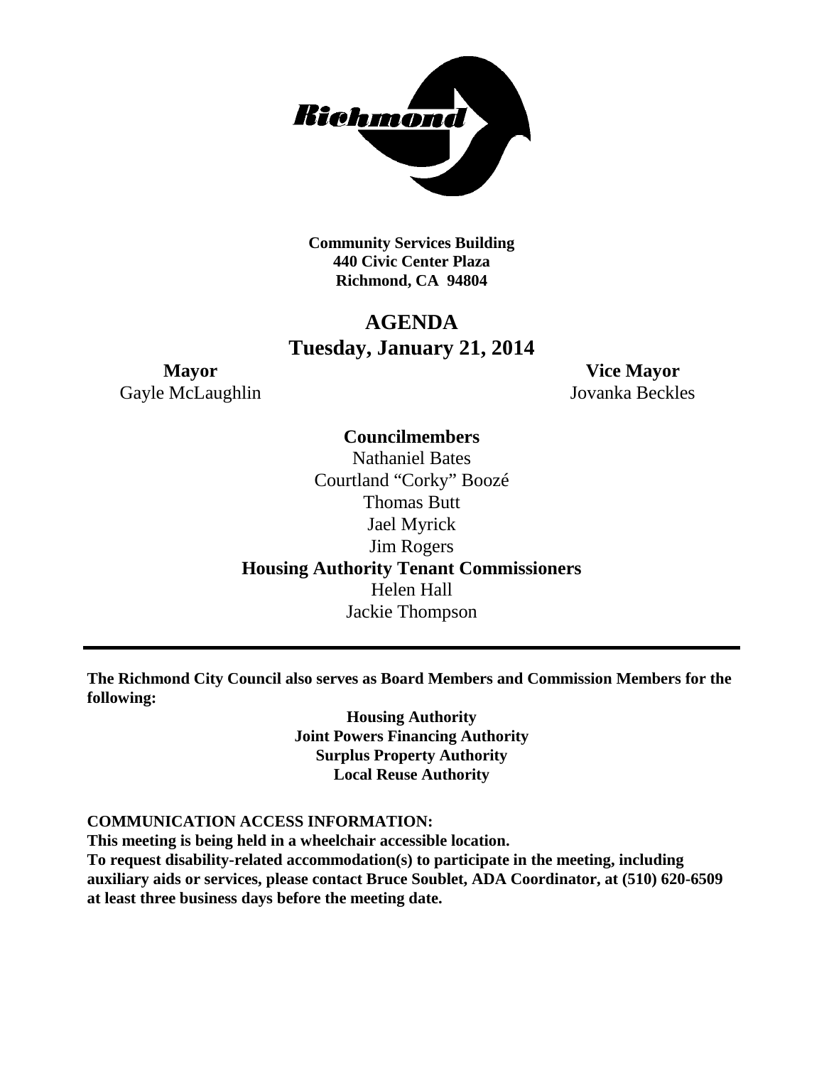**Community Services Building**
**440 Civic Center Plaza**
**Richmond, CA 94804**

# AGENDA
## Tuesday, January 21, 2014

**Mayor**
Gayle McLaughlin

**Vice Mayor**
Jovanka Beckles

**Councilmembers**

Nathaniel Bates
Courtland "Corky" Boozé
Thomas Butt
Jael Myrick
Jim Rogers

**Housing Authority Tenant Commissioners**

Helen Hall
Jackie Thompson

---

**The Richmond City Council also serves as Board Members and Commission Members for the following:**

**Housing Authority**
**Joint Powers Financing Authority**
**Surplus Property Authority**
**Local Reuse Authority**

**COMMUNICATION ACCESS INFORMATION:**
**This meeting is being held in a wheelchair accessible location.**
**To request disability-related accommodation(s) to participate in the meeting, including auxiliary aids or services, please contact Bruce Soublet, ADA Coordinator, at (510) 620-6509 at least three business days before the meeting date.**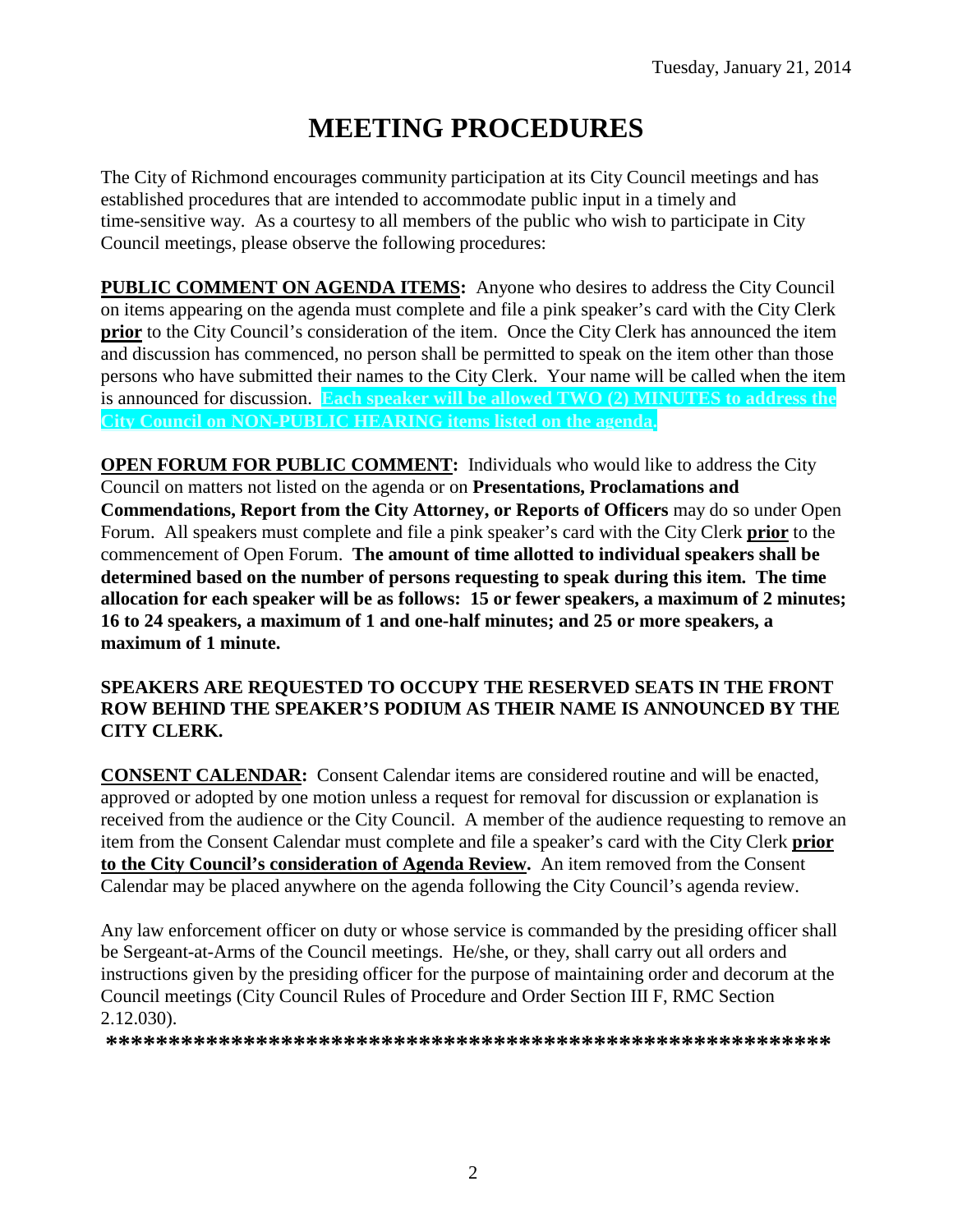Tuesday, January 21, 2014

# MEETING PROCEDURES

The City of Richmond encourages community participation at its City Council meetings and has established procedures that are intended to accommodate public input in a timely and time-sensitive way. As a courtesy to all members of the public who wish to participate in City Council meetings, please observe the following procedures:

**PUBLIC COMMENT ON AGENDA ITEMS:** Anyone who desires to address the City Council on items appearing on the agenda must complete and file a pink speaker's card with the City Clerk **prior** to the City Council's consideration of the item. Once the City Clerk has announced the item and discussion has commenced, no person shall be permitted to speak on the item other than those persons who have submitted their names to the City Clerk. Your name will be called when the item is announced for discussion. **Each speaker will be allowed TWO (2) MINUTES to address the City Council on NON-PUBLIC HEARING items listed on the agenda.**

**OPEN FORUM FOR PUBLIC COMMENT:** Individuals who would like to address the City Council on matters not listed on the agenda or on **Presentations, Proclamations and Commendations, Report from the City Attorney, or Reports of Officers** may do so under Open Forum. All speakers must complete and file a pink speaker's card with the City Clerk **prior** to the commencement of Open Forum. **The amount of time allotted to individual speakers shall be determined based on the number of persons requesting to speak during this item. The time allocation for each speaker will be as follows: 15 or fewer speakers, a maximum of 2 minutes; 16 to 24 speakers, a maximum of 1 and one-half minutes; and 25 or more speakers, a maximum of 1 minute.**

**SPEAKERS ARE REQUESTED TO OCCUPY THE RESERVED SEATS IN THE FRONT ROW BEHIND THE SPEAKER'S PODIUM AS THEIR NAME IS ANNOUNCED BY THE CITY CLERK.**

**CONSENT CALENDAR:** Consent Calendar items are considered routine and will be enacted, approved or adopted by one motion unless a request for removal for discussion or explanation is received from the audience or the City Council. A member of the audience requesting to remove an item from the Consent Calendar must complete and file a speaker's card with the City Clerk **prior to the City Council's consideration of Agenda Review.** An item removed from the Consent Calendar may be placed anywhere on the agenda following the City Council's agenda review.

Any law enforcement officer on duty or whose service is commanded by the presiding officer shall be Sergeant-at-Arms of the Council meetings. He/she, or they, shall carry out all orders and instructions given by the presiding officer for the purpose of maintaining order and decorum at the Council meetings (City Council Rules of Procedure and Order Section III F, RMC Section 2.12.030).

**\*\*\*\*\*\*\*\*\*\*\*\*\*\*\*\*\*\*\*\*\*\*\*\*\*\*\*\*\*\*\*\*\*\*\*\*\*\*\*\*\*\*\*\*\*\*\*\*\*\*\*\*\*\*\*\*\*\*\*\***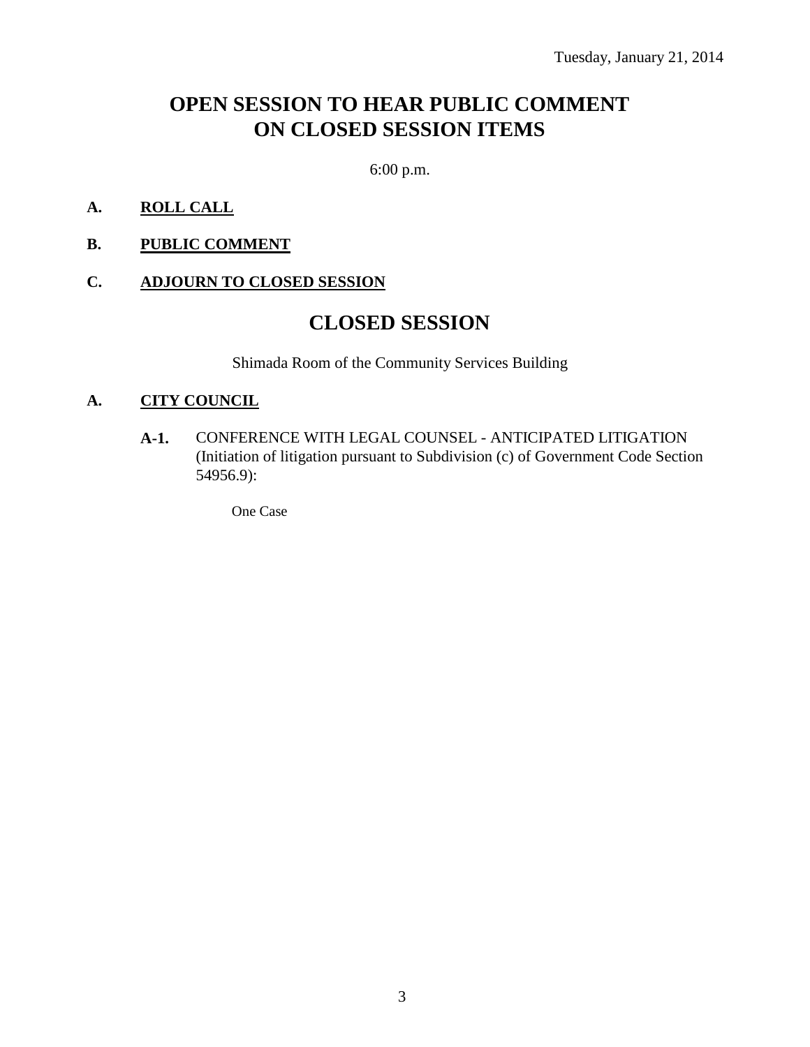Tuesday, January 21, 2014

# OPEN SESSION TO HEAR PUBLIC COMMENT ON CLOSED SESSION ITEMS

6:00 p.m.

**A. ROLL CALL**

**B. PUBLIC COMMENT**

**C. ADJOURN TO CLOSED SESSION**

# CLOSED SESSION

Shimada Room of the Community Services Building

**A. CITY COUNCIL**

**A-1.** CONFERENCE WITH LEGAL COUNSEL - ANTICIPATED LITIGATION (Initiation of litigation pursuant to Subdivision (c) of Government Code Section 54956.9):

One Case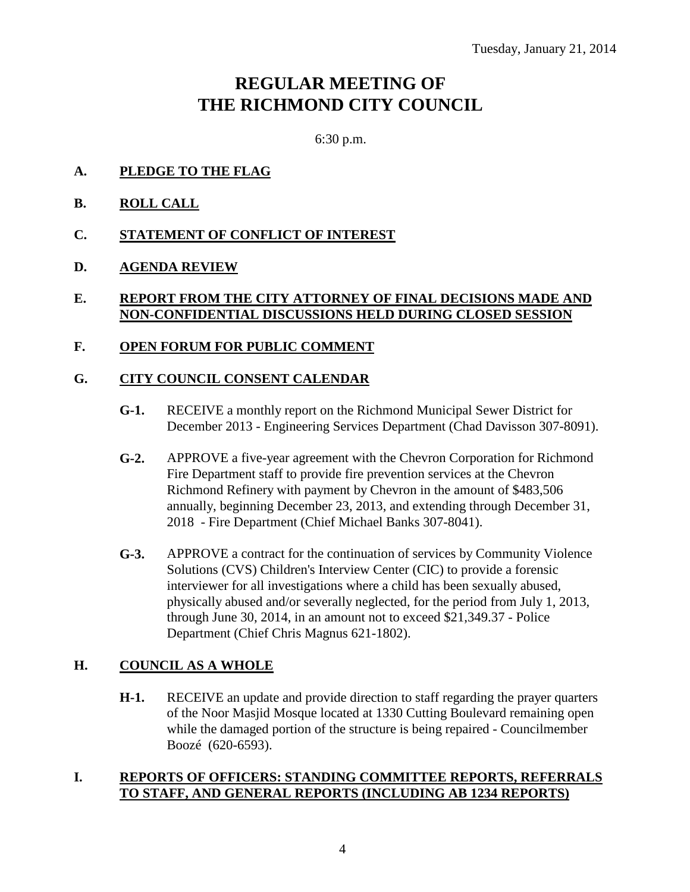Tuesday, January 21, 2014

# REGULAR MEETING OF THE RICHMOND CITY COUNCIL

6:30 p.m.

**A. PLEDGE TO THE FLAG**

**B. ROLL CALL**

**C. STATEMENT OF CONFLICT OF INTEREST**

**D. AGENDA REVIEW**

**E. REPORT FROM THE CITY ATTORNEY OF FINAL DECISIONS MADE AND NON-CONFIDENTIAL DISCUSSIONS HELD DURING CLOSED SESSION**

**F. OPEN FORUM FOR PUBLIC COMMENT**

**G. CITY COUNCIL CONSENT CALENDAR**

**G-1.** RECEIVE a monthly report on the Richmond Municipal Sewer District for December 2013 - Engineering Services Department (Chad Davisson 307-8091).

**G-2.** APPROVE a five-year agreement with the Chevron Corporation for Richmond Fire Department staff to provide fire prevention services at the Chevron Richmond Refinery with payment by Chevron in the amount of $483,506 annually, beginning December 23, 2013, and extending through December 31, 2018 - Fire Department (Chief Michael Banks 307-8041).

**G-3.** APPROVE a contract for the continuation of services by Community Violence Solutions (CVS) Children's Interview Center (CIC) to provide a forensic interviewer for all investigations where a child has been sexually abused, physically abused and/or severally neglected, for the period from July 1, 2013, through June 30, 2014, in an amount not to exceed $21,349.37 - Police Department (Chief Chris Magnus 621-1802).

**H. COUNCIL AS A WHOLE**

**H-1.** RECEIVE an update and provide direction to staff regarding the prayer quarters of the Noor Masjid Mosque located at 1330 Cutting Boulevard remaining open while the damaged portion of the structure is being repaired - Councilmember Boozé (620-6593).

**I. REPORTS OF OFFICERS: STANDING COMMITTEE REPORTS, REFERRALS TO STAFF, AND GENERAL REPORTS (INCLUDING AB 1234 REPORTS)**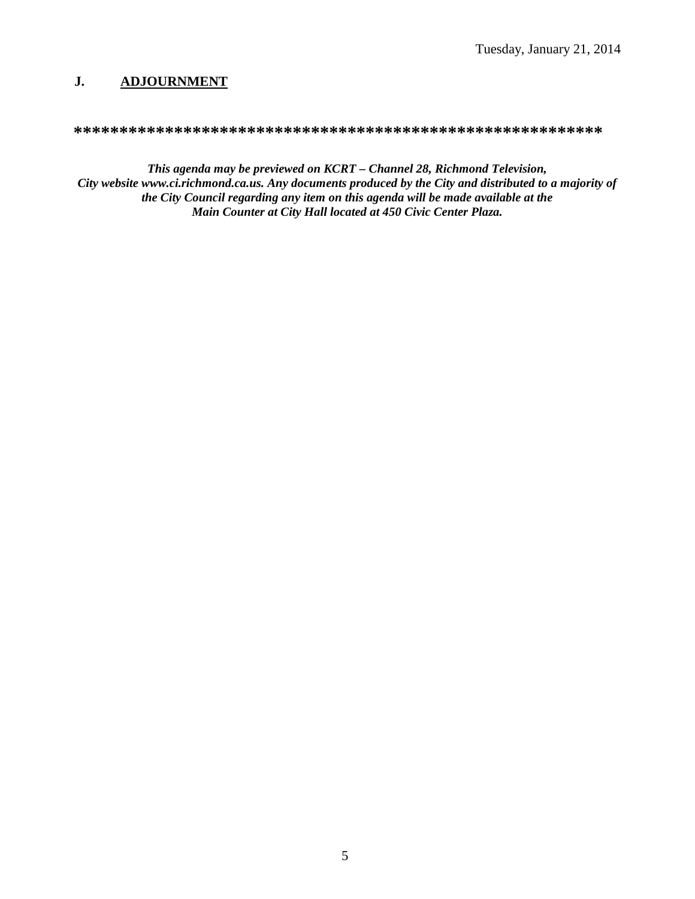## J. **ADJOURNMENT**

**************************************************************

***This agenda may be previewed on KCRT – Channel 28, Richmond Television, City website www.ci.richmond.ca.us. Any documents produced by the City and distributed to a majority of the City Council regarding any item on this agenda will be made available at the Main Counter at City Hall located at 450 Civic Center Plaza.***